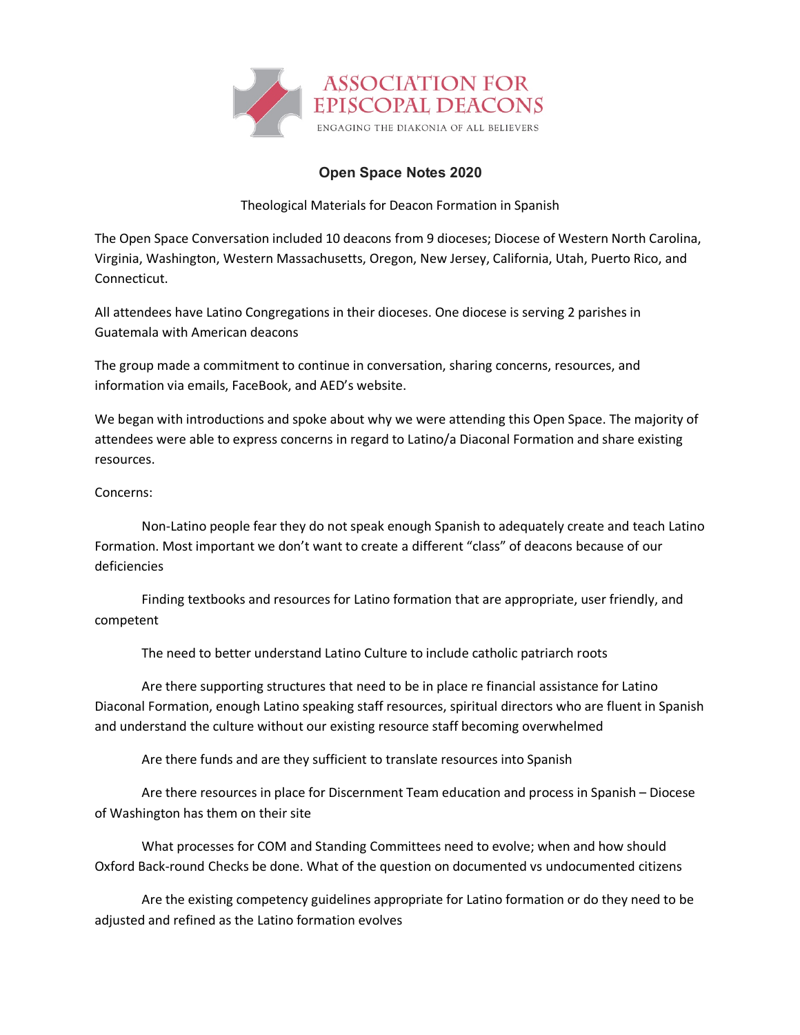ASSOCIATION FOR EPISCOPAL DEACONS

ENGAGING THE DIAKONIA OF ALL BELIEVERS

# Open Space Notes 2020

Theological Materials for Deacon Formation in Spanish

The Open Space Conversation included 10 deacons from 9 dioceses; Diocese of Western North Carolina, Virginia, Washington, Western Massachusetts, Oregon, New Jersey, California, Utah, Puerto Rico, and Connecticut.

All attendees have Latino Congregations in their dioceses. One diocese is serving 2 parishes in Guatemala with American deacons

The group made a commitment to continue in conversation, sharing concerns, resources, and information via emails, FaceBook, and AED's website.

We began with introductions and spoke about why we were attending this Open Space. The majority of attendees were able to express concerns in regard to Latino/a Diaconal Formation and share existing resources.

Concerns:

Non-Latino people fear they do not speak enough Spanish to adequately create and teach Latino Formation. Most important we don't want to create a different "class" of deacons because of our deficiencies

Finding textbooks and resources for Latino formation that are appropriate, user friendly, and competent

The need to better understand Latino Culture to include catholic patriarch roots

Are there supporting structures that need to be in place re financial assistance for Latino Diaconal Formation, enough Latino speaking staff resources, spiritual directors who are fluent in Spanish and understand the culture without our existing resource staff becoming overwhelmed

Are there funds and are they sufficient to translate resources into Spanish

Are there resources in place for Discernment Team education and process in Spanish – Diocese of Washington has them on their site

What processes for COM and Standing Committees need to evolve; when and how should Oxford Back-round Checks be done. What of the question on documented vs undocumented citizens

Are the existing competency guidelines appropriate for Latino formation or do they need to be adjusted and refined as the Latino formation evolves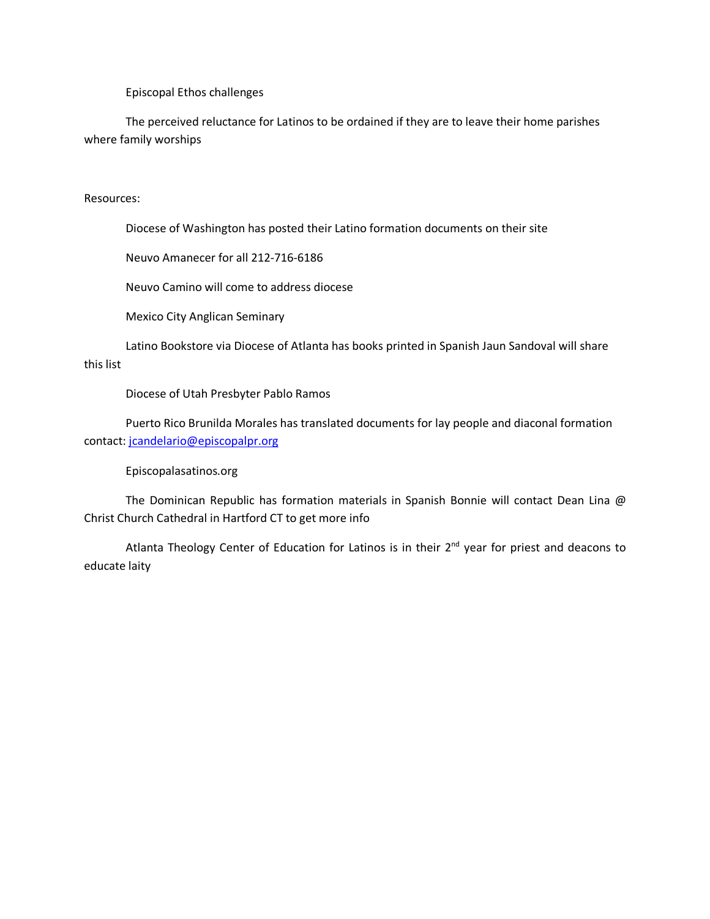Episcopal Ethos challenges

The perceived reluctance for Latinos to be ordained if they are to leave their home parishes where family worships

Resources:

Diocese of Washington has posted their Latino formation documents on their site

Neuvo Amanecer for all 212-716-6186

Neuvo Camino will come to address diocese

Mexico City Anglican Seminary

Latino Bookstore via Diocese of Atlanta has books printed in Spanish Jaun Sandoval will share this list

Diocese of Utah Presbyter Pablo Ramos

Puerto Rico Brunilda Morales has translated documents for lay people and diaconal formation contact: jcandelario@episcopalpr.org

Episcopalasatinos.org

The Dominican Republic has formation materials in Spanish Bonnie will contact Dean Lina @ Christ Church Cathedral in Hartford CT to get more info

Atlanta Theology Center of Education for Latinos is in their 2nd year for priest and deacons to educate laity